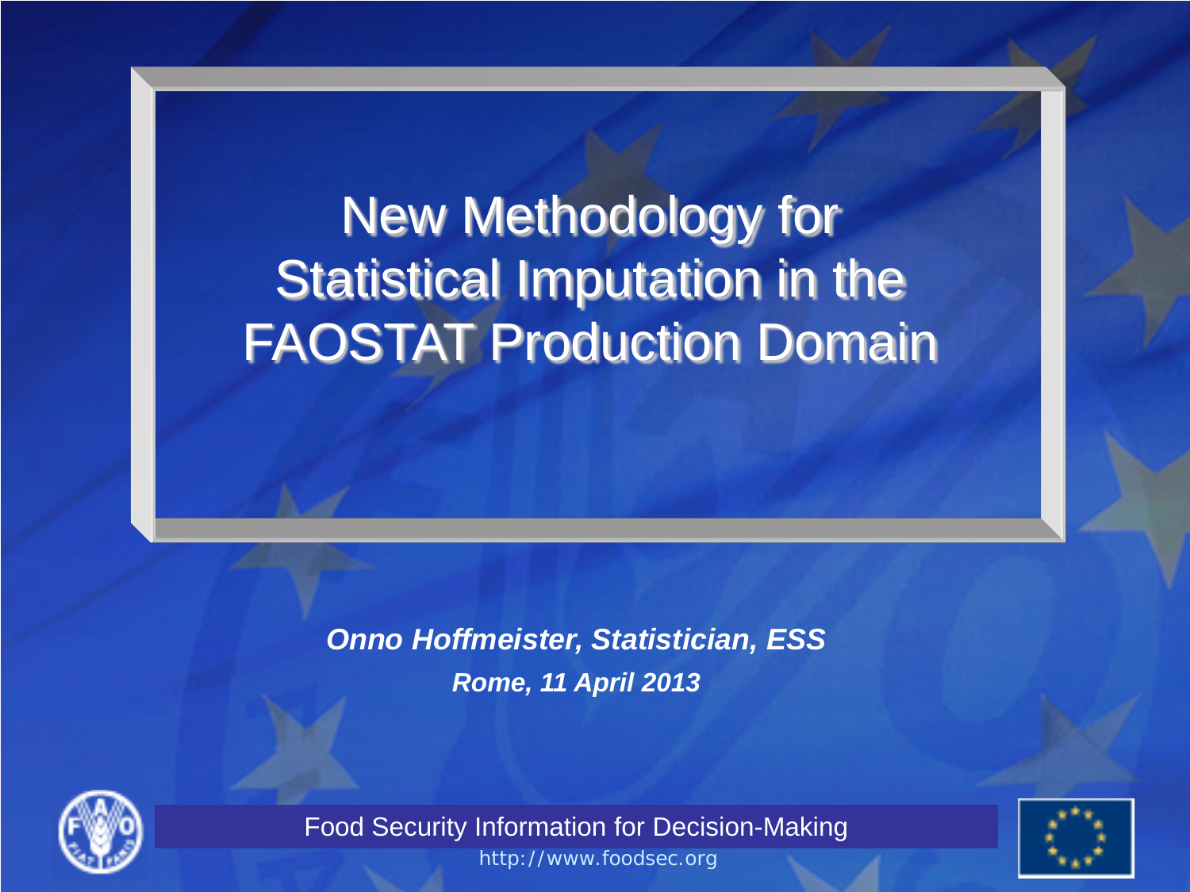# New Methodology for Statistical Imputation in the FAOSTAT Production Domain

***Onno Hoffmeister, Statistician, ESS***

***Rome, 11 April 2013***

Food Security Information for Decision-Making

http://www.foodsec.org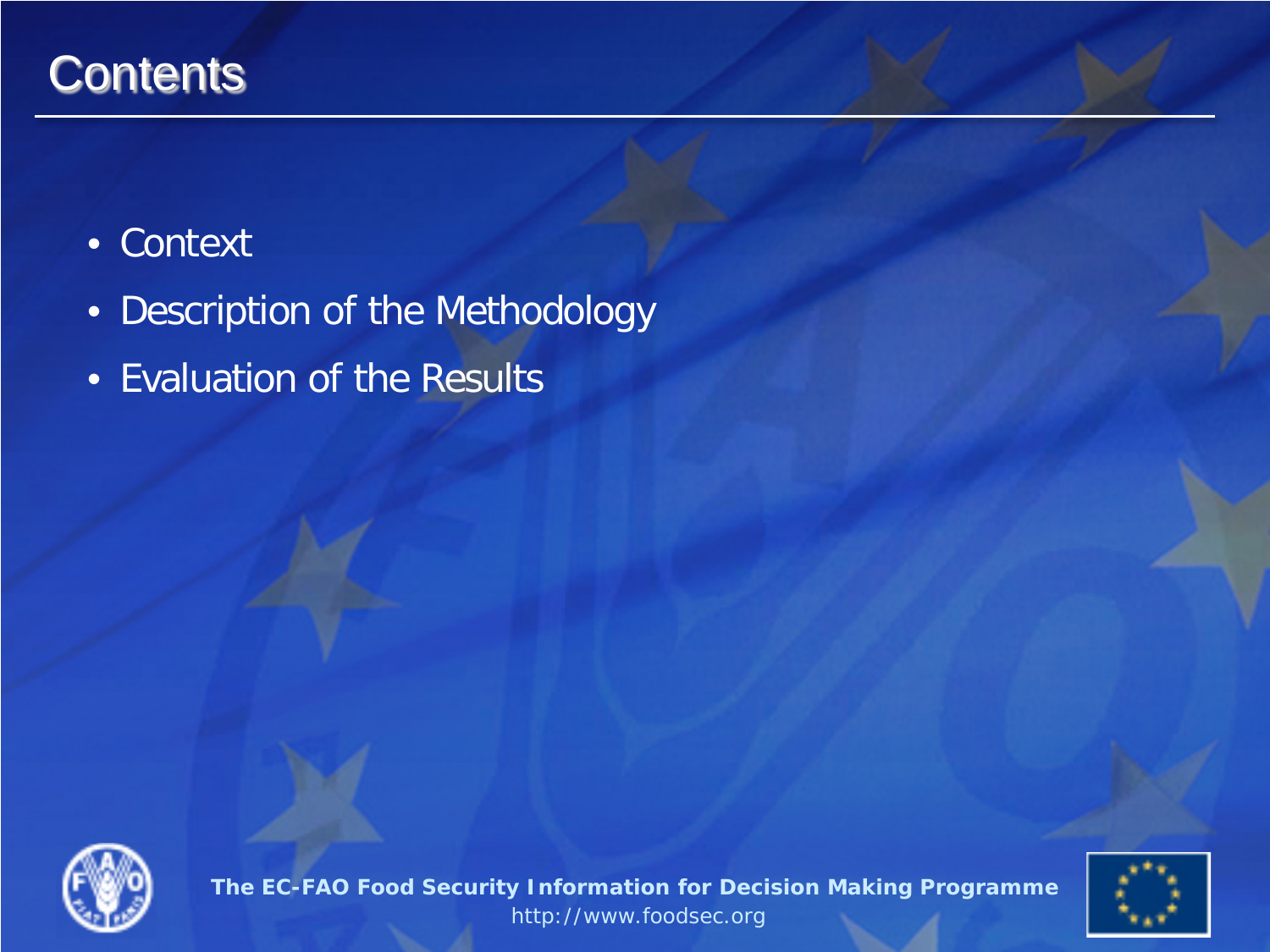# Contents

- Context
- Description of the Methodology
- Evaluation of the Results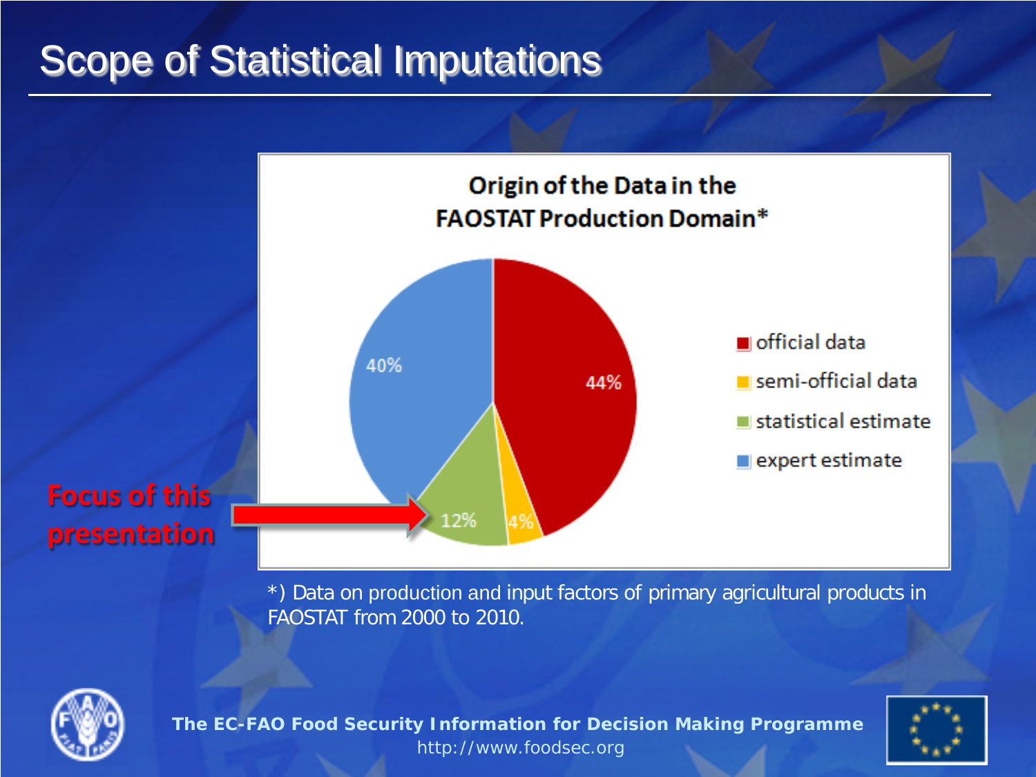# Scope of Statistical Imputations

**Origin of the Data in the FAOSTAT Production Domain***

| Category | Share |
| --- | --- |
| official data | 44% |
| semi-official data | 4% |
| statistical estimate | 12% |
| expert estimate | 40% |

**Focus of this presentation** → statistical estimate (12%)

*) Data on production and input factors of primary agricultural products in FAOSTAT from 2000 to 2010.

**The EC-FAO Food Security Information for Decision Making Programme**
http://www.foodsec.org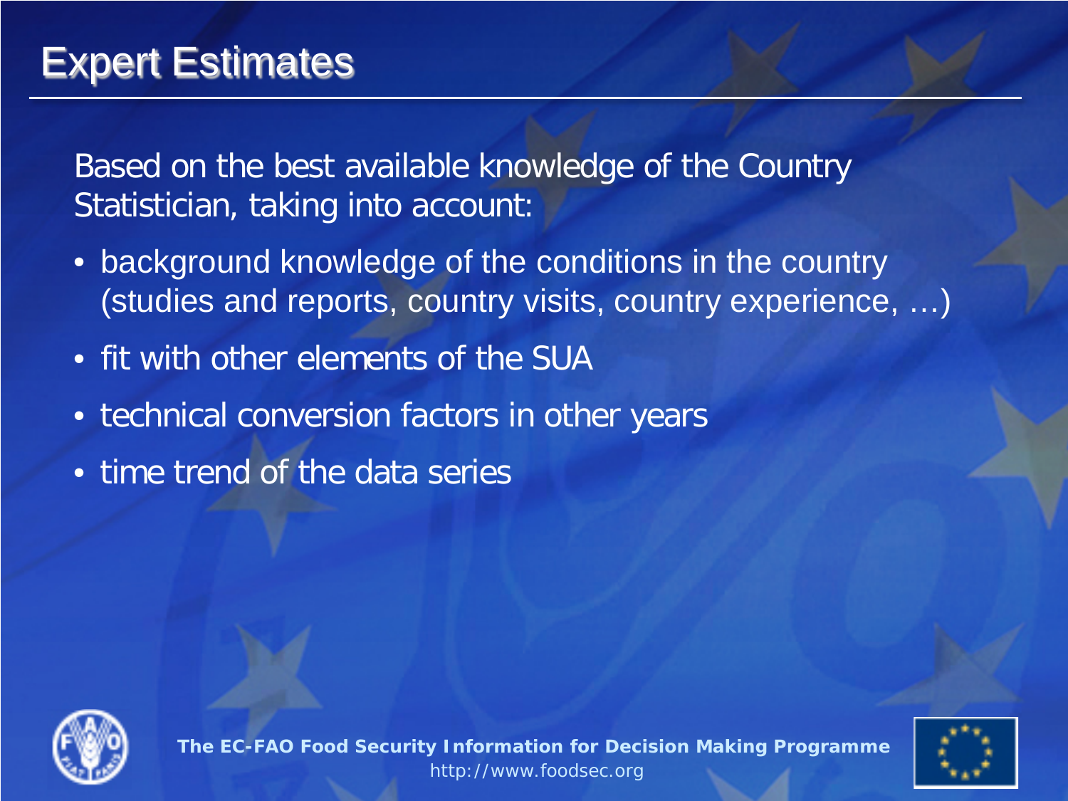# Expert Estimates

Based on the best available knowledge of the Country Statistician, taking into account:

- background knowledge of the conditions in the country (studies and reports, country visits, country experience, …)
- fit with other elements of the SUA
- technical conversion factors in other years
- time trend of the data series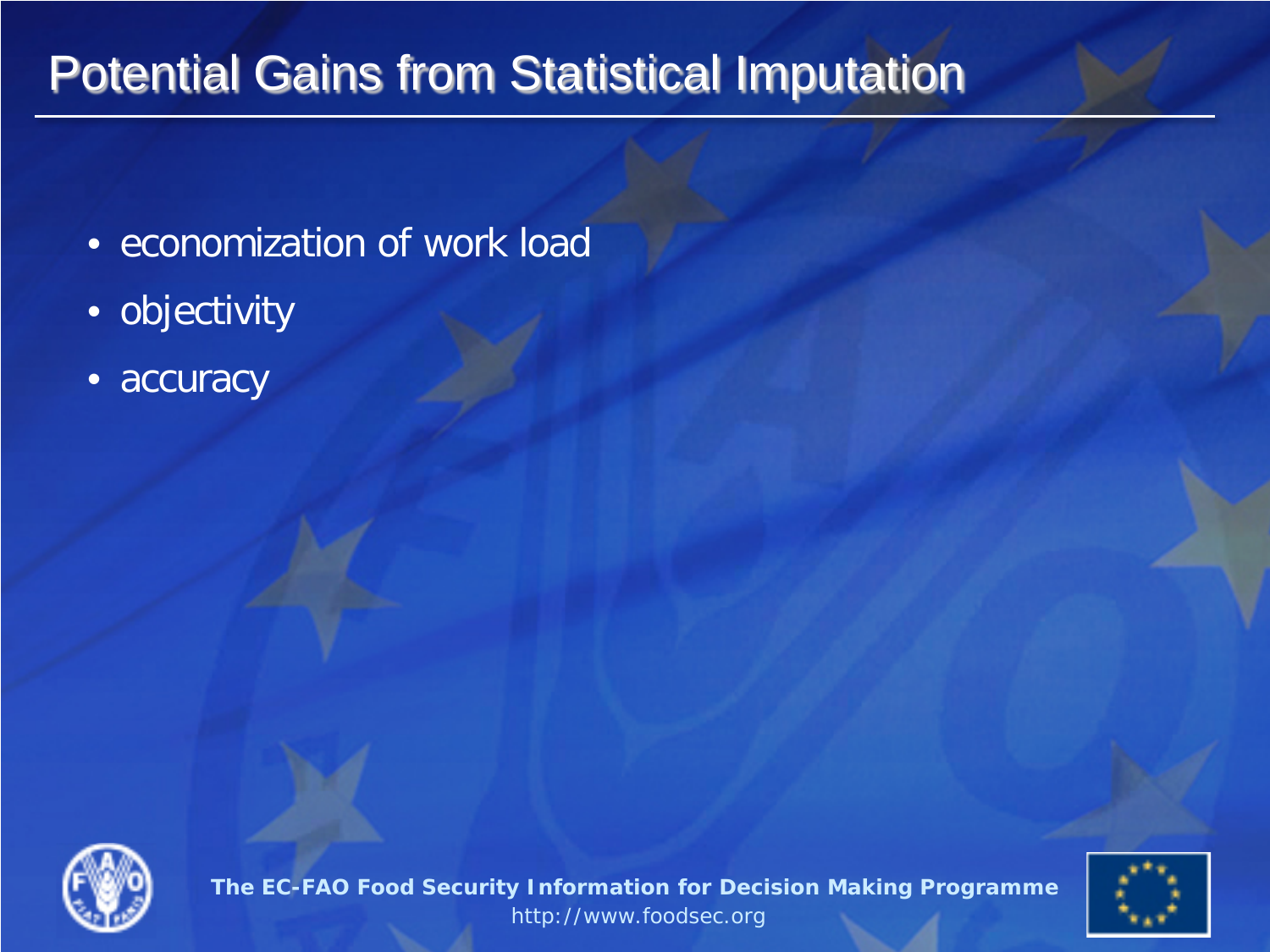# Potential Gains from Statistical Imputation

- economization of work load
- objectivity
- accuracy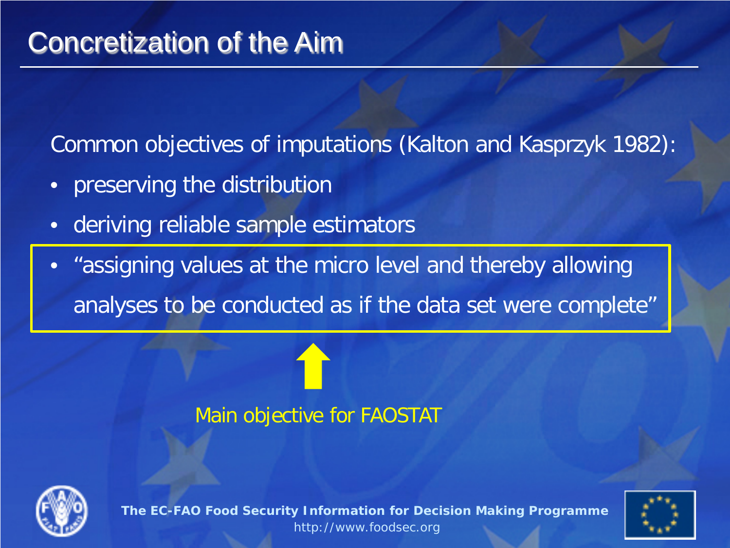# Concretization of the Aim

Common objectives of imputations (Kalton and Kasprzyk 1982):

- preserving the distribution
- deriving reliable sample estimators
- "assigning values at the micro level and thereby allowing analyses to be conducted as if the data set were complete"

Main objective for FAOSTAT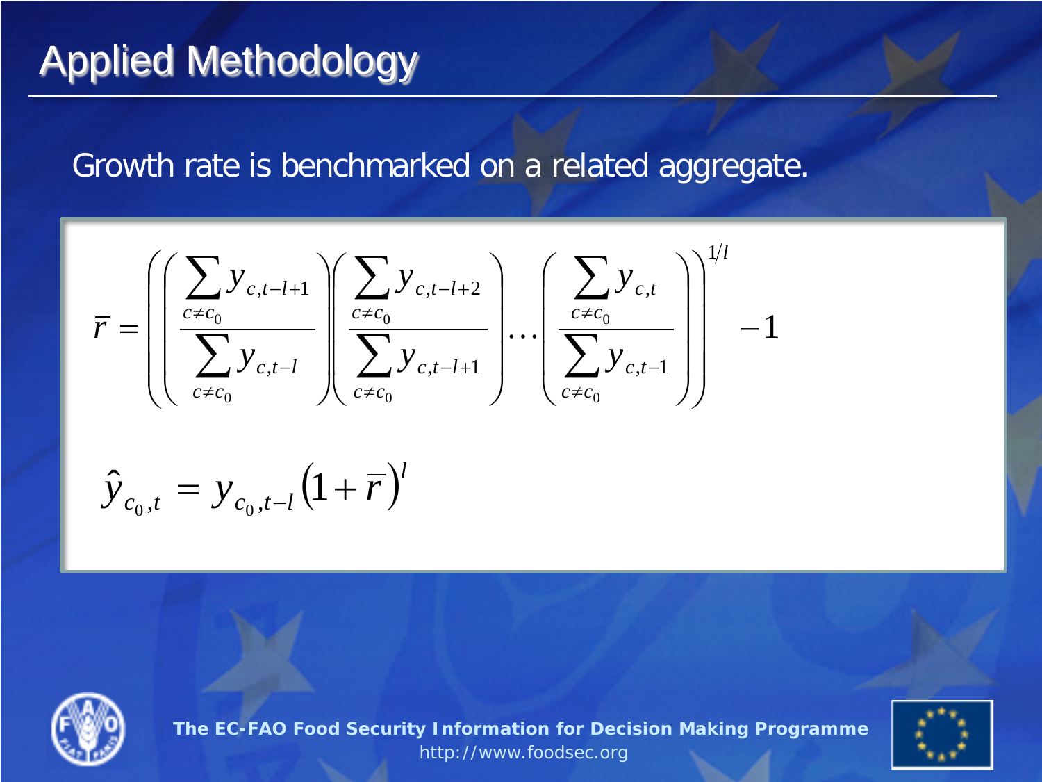# Applied Methodology

Growth rate is benchmarked on a related aggregate.

$$\bar{r} = \left( \left( \frac{\sum_{c \neq c_0} y_{c,t-l+1}}{\sum_{c \neq c_0} y_{c,t-l}} \right) \left( \frac{\sum_{c \neq c_0} y_{c,t-l+2}}{\sum_{c \neq c_0} y_{c,t-l+1}} \right) \cdots \left( \frac{\sum_{c \neq c_0} y_{c,t}}{\sum_{c \neq c_0} y_{c,t-1}} \right) \right)^{1/l} - 1$$

$$\hat{y}_{c_0,t} = y_{c_0,t-l} \left(1 + \bar{r}\right)^{l}$$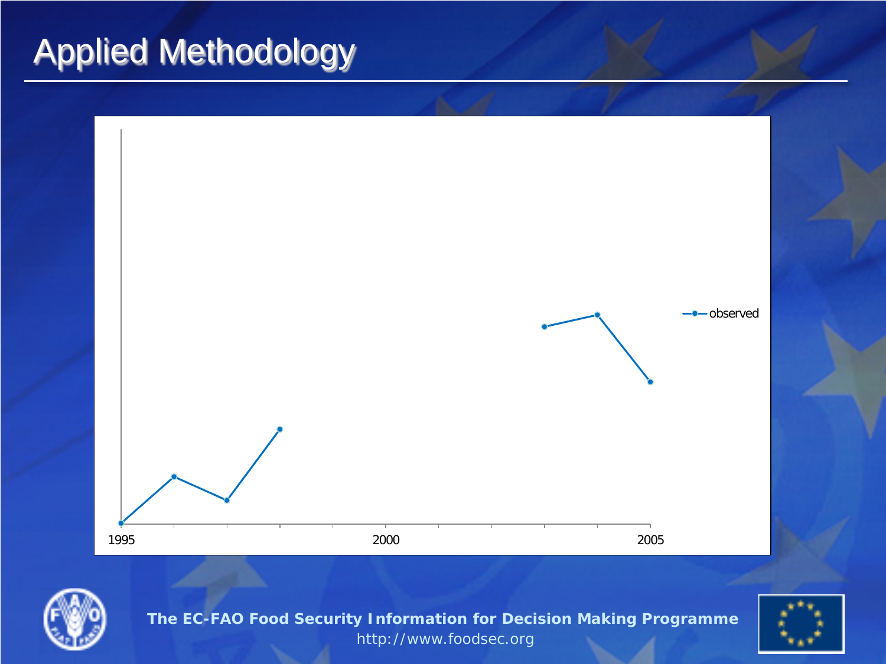# Applied Methodology

observed

1995

2000

2005

The EC-FAO Food Security Information for Decision Making Programme
http://www.foodsec.org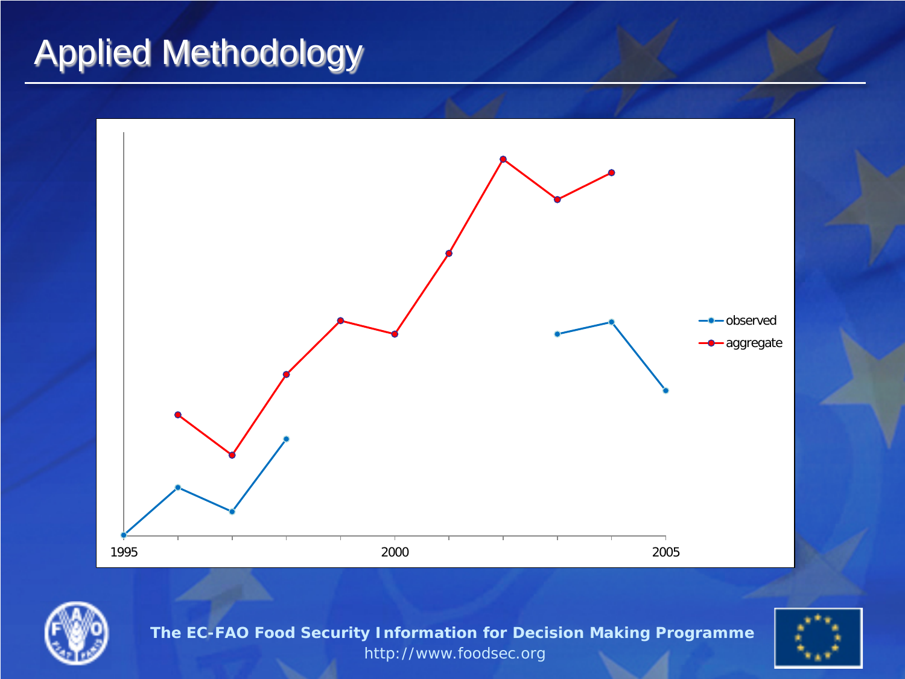# Applied Methodology

observed

aggregate

1995

2000

2005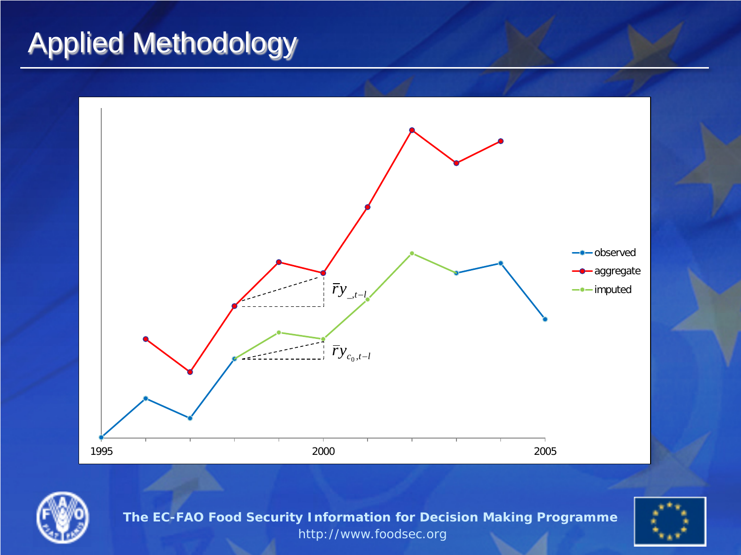# Applied Methodology

1995 | 2000 | 2005

- observed
- aggregate
- imputed

$\bar{r}y_{\_,t-l}$

$\bar{r}y_{c_0,t-l}$

**The EC-FAO Food Security Information for Decision Making Programme**

http://www.foodsec.org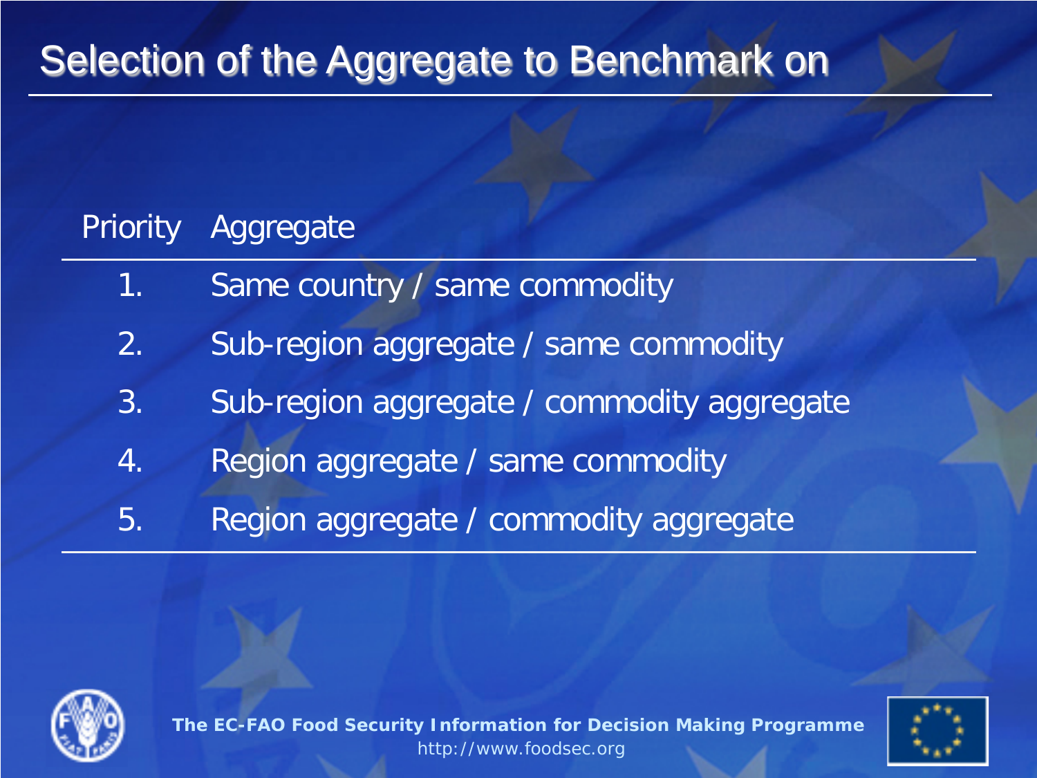# Selection of the Aggregate to Benchmark on

| Priority | Aggregate |
| --- | --- |
| 1. | Same country / same commodity |
| 2. | Sub-region aggregate / same commodity |
| 3. | Sub-region aggregate / commodity aggregate |
| 4. | Region aggregate / same commodity |
| 5. | Region aggregate / commodity aggregate |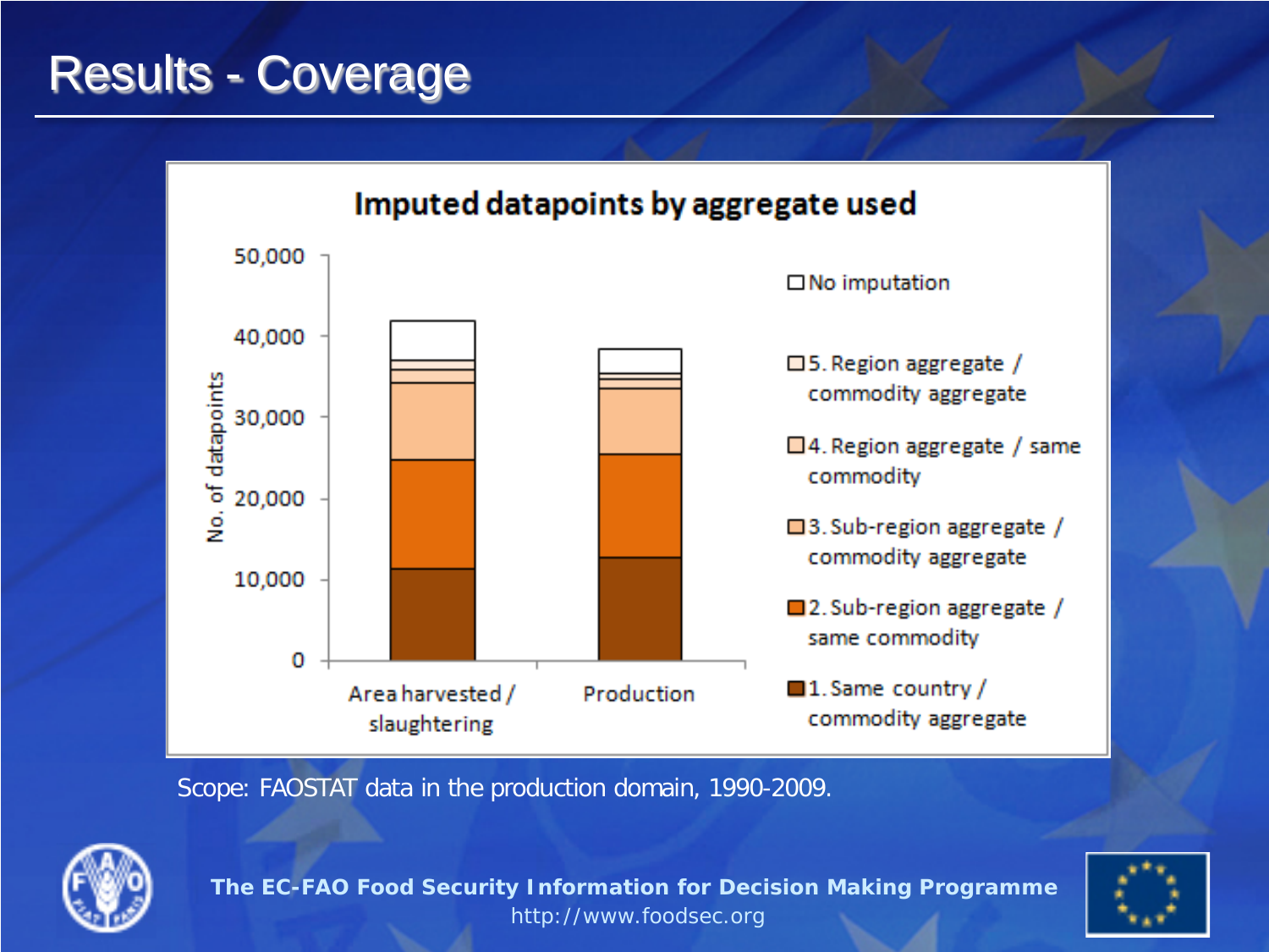# Results - Coverage

**Imputed datapoints by aggregate used**

No. of datapoints: 0; 10,000; 20,000; 30,000; 40,000; 50,000

Categories: Area harvested / slaughtering; Production

Legend:
- No imputation
- 5. Region aggregate / commodity aggregate
- 4. Region aggregate / same commodity
- 3. Sub-region aggregate / commodity aggregate
- 2. Sub-region aggregate / same commodity
- 1. Same country / commodity aggregate

Scope: FAOSTAT data in the production domain, 1990-2009.

**The EC-FAO Food Security Information for Decision Making Programme**
http://www.foodsec.org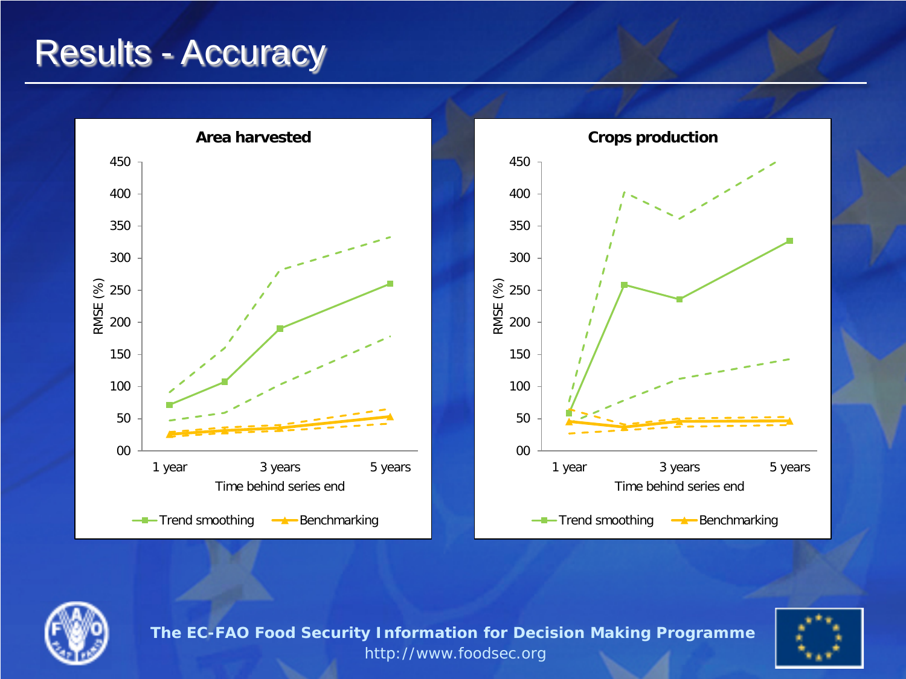# Results - Accuracy

**Area harvested**

RMSE (%) vs. Time behind series end (1 year, 3 years, 5 years)

Trend smoothing — Benchmarking

**Crops production**

RMSE (%) vs. Time behind series end (1 year, 3 years, 5 years)

Trend smoothing — Benchmarking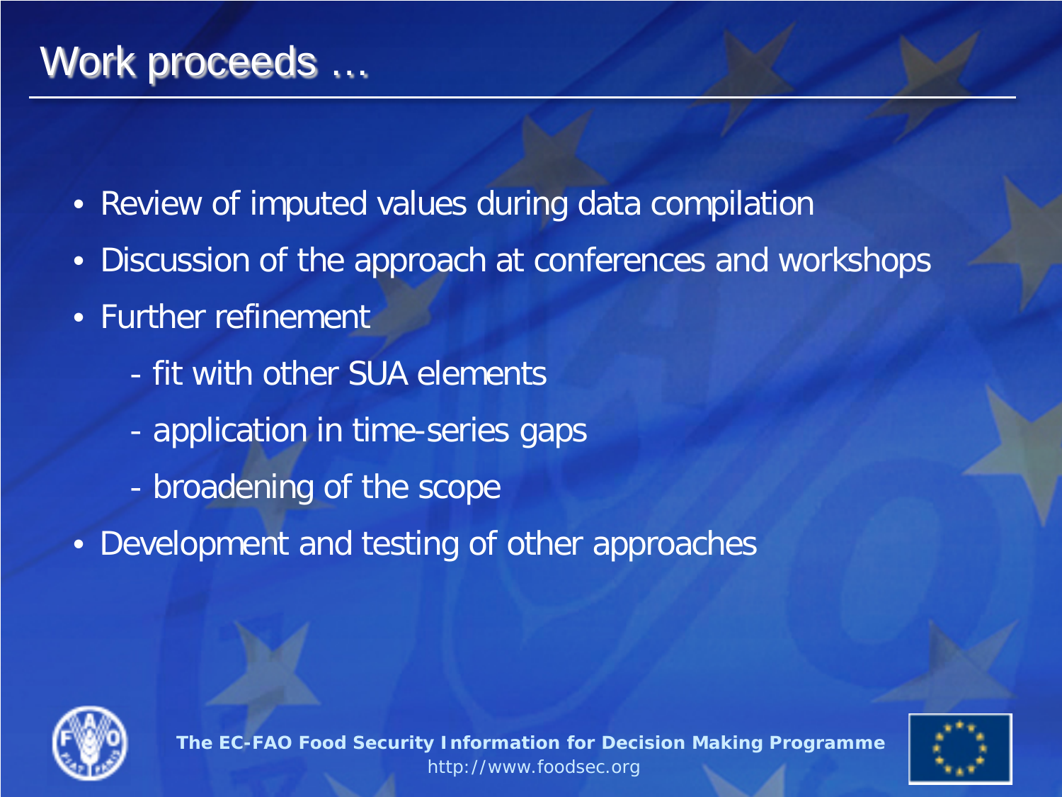# Work proceeds …

- Review of imputed values during data compilation
- Discussion of the approach at conferences and workshops
- Further refinement
  - fit with other SUA elements
  - application in time-series gaps
  - broadening of the scope
- Development and testing of other approaches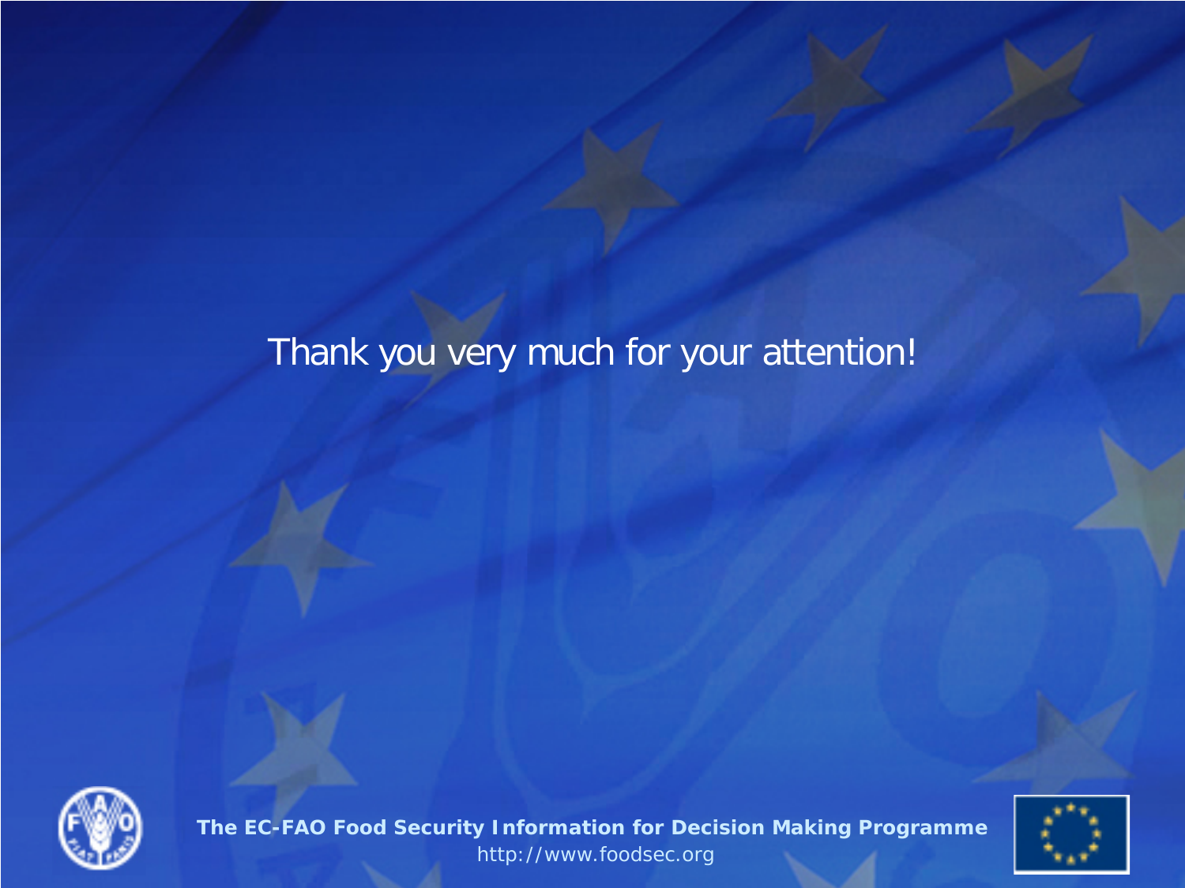Thank you very much for your attention!